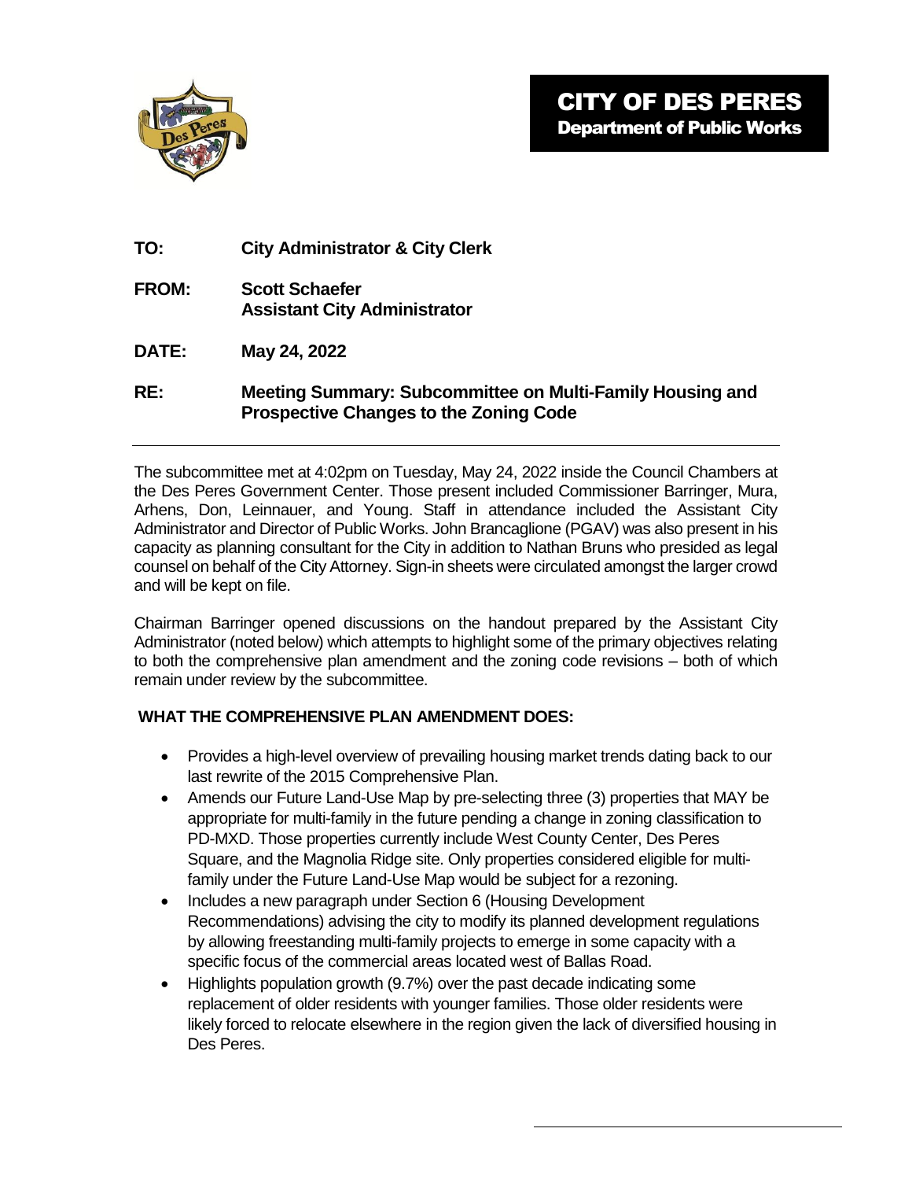# CITY OF DES PERES
## Department of Public Works

**TO:** **City Administrator & City Clerk**

**FROM:** **Scott Schaefer**
**Assistant City Administrator**

**DATE:** **May 24, 2022**

**RE:** **Meeting Summary: Subcommittee on Multi-Family Housing and Prospective Changes to the Zoning Code**

---

The subcommittee met at 4:02pm on Tuesday, May 24, 2022 inside the Council Chambers at the Des Peres Government Center. Those present included Commissioner Barringer, Mura, Arhens, Don, Leinnauer, and Young. Staff in attendance included the Assistant City Administrator and Director of Public Works. John Brancaglione (PGAV) was also present in his capacity as planning consultant for the City in addition to Nathan Bruns who presided as legal counsel on behalf of the City Attorney. Sign-in sheets were circulated amongst the larger crowd and will be kept on file.

Chairman Barringer opened discussions on the handout prepared by the Assistant City Administrator (noted below) which attempts to highlight some of the primary objectives relating to both the comprehensive plan amendment and the zoning code revisions – both of which remain under review by the subcommittee.

**WHAT THE COMPREHENSIVE PLAN AMENDMENT DOES:**

- Provides a high-level overview of prevailing housing market trends dating back to our last rewrite of the 2015 Comprehensive Plan.
- Amends our Future Land-Use Map by pre-selecting three (3) properties that MAY be appropriate for multi-family in the future pending a change in zoning classification to PD-MXD. Those properties currently include West County Center, Des Peres Square, and the Magnolia Ridge site. Only properties considered eligible for multi-family under the Future Land-Use Map would be subject for a rezoning.
- Includes a new paragraph under Section 6 (Housing Development Recommendations) advising the city to modify its planned development regulations by allowing freestanding multi-family projects to emerge in some capacity with a specific focus of the commercial areas located west of Ballas Road.
- Highlights population growth (9.7%) over the past decade indicating some replacement of older residents with younger families. Those older residents were likely forced to relocate elsewhere in the region given the lack of diversified housing in Des Peres.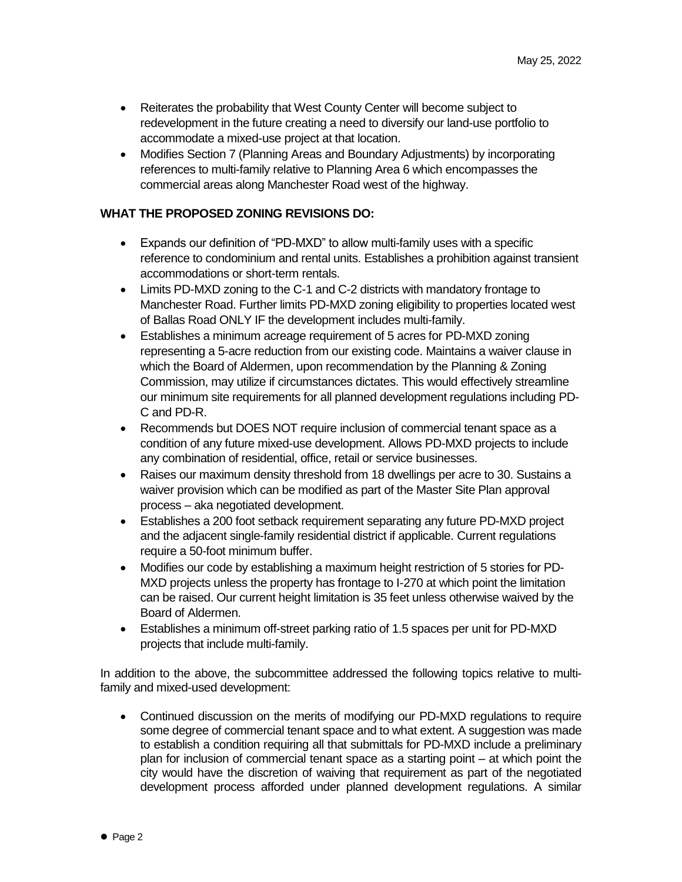- Reiterates the probability that West County Center will become subject to redevelopment in the future creating a need to diversify our land-use portfolio to accommodate a mixed-use project at that location.
- Modifies Section 7 (Planning Areas and Boundary Adjustments) by incorporating references to multi-family relative to Planning Area 6 which encompasses the commercial areas along Manchester Road west of the highway.

**WHAT THE PROPOSED ZONING REVISIONS DO:**

- Expands our definition of "PD-MXD" to allow multi-family uses with a specific reference to condominium and rental units. Establishes a prohibition against transient accommodations or short-term rentals.
- Limits PD-MXD zoning to the C-1 and C-2 districts with mandatory frontage to Manchester Road. Further limits PD-MXD zoning eligibility to properties located west of Ballas Road ONLY IF the development includes multi-family.
- Establishes a minimum acreage requirement of 5 acres for PD-MXD zoning representing a 5-acre reduction from our existing code. Maintains a waiver clause in which the Board of Aldermen, upon recommendation by the Planning & Zoning Commission, may utilize if circumstances dictates. This would effectively streamline our minimum site requirements for all planned development regulations including PD-C and PD-R.
- Recommends but DOES NOT require inclusion of commercial tenant space as a condition of any future mixed-use development. Allows PD-MXD projects to include any combination of residential, office, retail or service businesses.
- Raises our maximum density threshold from 18 dwellings per acre to 30. Sustains a waiver provision which can be modified as part of the Master Site Plan approval process – aka negotiated development.
- Establishes a 200 foot setback requirement separating any future PD-MXD project and the adjacent single-family residential district if applicable. Current regulations require a 50-foot minimum buffer.
- Modifies our code by establishing a maximum height restriction of 5 stories for PD-MXD projects unless the property has frontage to I-270 at which point the limitation can be raised. Our current height limitation is 35 feet unless otherwise waived by the Board of Aldermen.
- Establishes a minimum off-street parking ratio of 1.5 spaces per unit for PD-MXD projects that include multi-family.

In addition to the above, the subcommittee addressed the following topics relative to multi-family and mixed-used development:

- Continued discussion on the merits of modifying our PD-MXD regulations to require some degree of commercial tenant space and to what extent. A suggestion was made to establish a condition requiring all that submittals for PD-MXD include a preliminary plan for inclusion of commercial tenant space as a starting point – at which point the city would have the discretion of waiving that requirement as part of the negotiated development process afforded under planned development regulations. A similar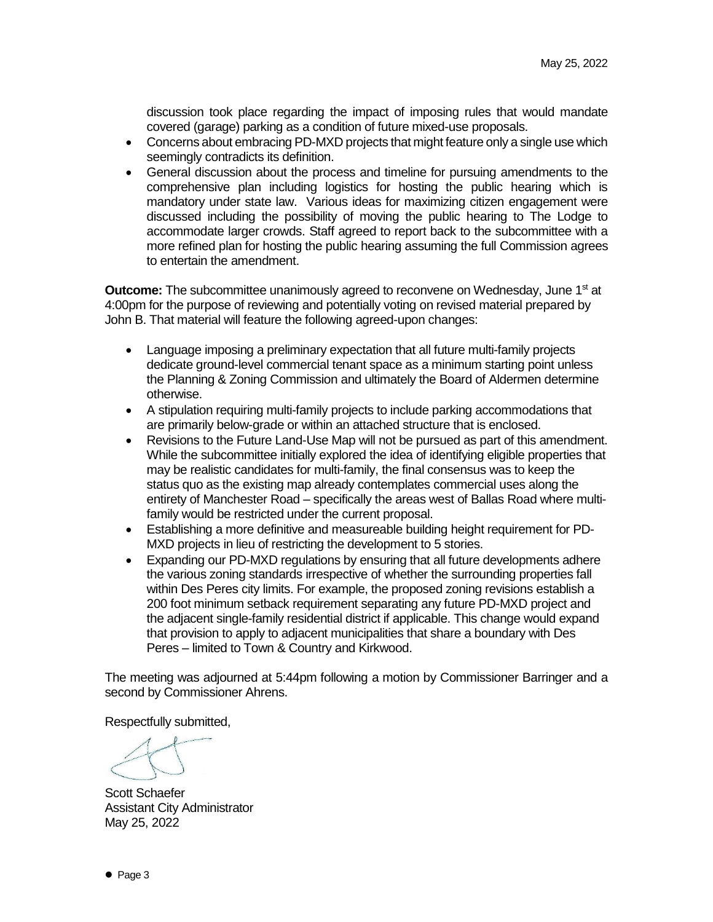discussion took place regarding the impact of imposing rules that would mandate covered (garage) parking as a condition of future mixed-use proposals.

- Concerns about embracing PD-MXD projects that might feature only a single use which seemingly contradicts its definition.
- General discussion about the process and timeline for pursuing amendments to the comprehensive plan including logistics for hosting the public hearing which is mandatory under state law. Various ideas for maximizing citizen engagement were discussed including the possibility of moving the public hearing to The Lodge to accommodate larger crowds. Staff agreed to report back to the subcommittee with a more refined plan for hosting the public hearing assuming the full Commission agrees to entertain the amendment.

**Outcome:** The subcommittee unanimously agreed to reconvene on Wednesday, June 1st at 4:00pm for the purpose of reviewing and potentially voting on revised material prepared by John B. That material will feature the following agreed-upon changes:

- Language imposing a preliminary expectation that all future multi-family projects dedicate ground-level commercial tenant space as a minimum starting point unless the Planning & Zoning Commission and ultimately the Board of Aldermen determine otherwise.
- A stipulation requiring multi-family projects to include parking accommodations that are primarily below-grade or within an attached structure that is enclosed.
- Revisions to the Future Land-Use Map will not be pursued as part of this amendment. While the subcommittee initially explored the idea of identifying eligible properties that may be realistic candidates for multi-family, the final consensus was to keep the status quo as the existing map already contemplates commercial uses along the entirety of Manchester Road – specifically the areas west of Ballas Road where multi-family would be restricted under the current proposal.
- Establishing a more definitive and measureable building height requirement for PD-MXD projects in lieu of restricting the development to 5 stories.
- Expanding our PD-MXD regulations by ensuring that all future developments adhere the various zoning standards irrespective of whether the surrounding properties fall within Des Peres city limits. For example, the proposed zoning revisions establish a 200 foot minimum setback requirement separating any future PD-MXD project and the adjacent single-family residential district if applicable. This change would expand that provision to apply to adjacent municipalities that share a boundary with Des Peres – limited to Town & Country and Kirkwood.

The meeting was adjourned at 5:44pm following a motion by Commissioner Barringer and a second by Commissioner Ahrens.

Respectfully submitted,

Scott Schaefer
Assistant City Administrator
May 25, 2022